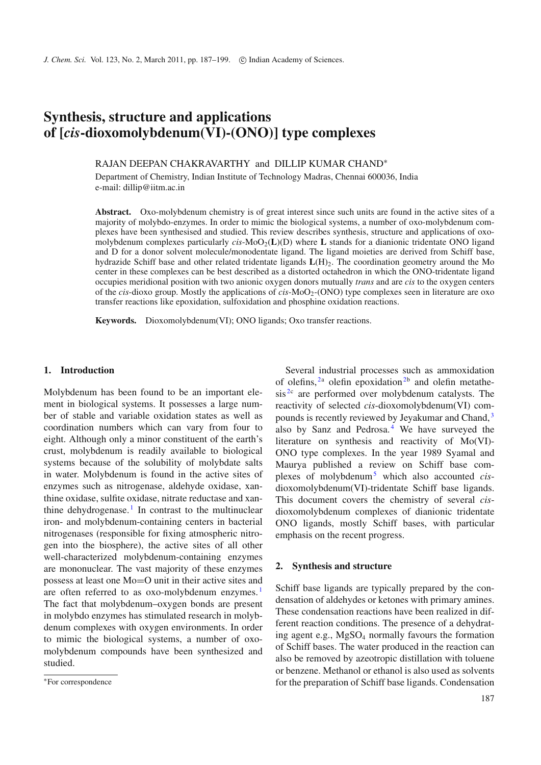# Synthesis, structure and applications of [*cis*-dioxomolybdenum(VI)-(ONO)] type complexes

RAJAN DEEPAN CHAKRAVARTHY and DILLIP KUMAR CHAND*

Department of Chemistry, Indian Institute of Technology Madras, Chennai 600036, India
e-mail: dillip@iitm.ac.in

**Abstract.** Oxo-molybdenum chemistry is of great interest since such units are found in the active sites of a majority of molybdo-enzymes. In order to mimic the biological systems, a number of oxo-molybdenum complexes have been synthesised and studied. This review describes synthesis, structure and applications of oxo-molybdenum complexes particularly *cis*-$MoO_2$(**L**)(D) where **L** stands for a dianionic tridentate ONO ligand and D for a donor solvent molecule/monodentate ligand. The ligand moieties are derived from Schiff base, hydrazide Schiff base and other related tridentate ligands **L**$(H)_2$. The coordination geometry around the Mo center in these complexes can be best described as a distorted octahedron in which the ONO-tridentate ligand occupies meridional position with two anionic oxygen donors mutually *trans* and are *cis* to the oxygen centers of the *cis*-dioxo group. Mostly the applications of *cis*-$MoO_2$-(ONO) type complexes seen in literature are oxo transfer reactions like epoxidation, sulfoxidation and phosphine oxidation reactions.

**Keywords.** Dioxomolybdenum(VI); ONO ligands; Oxo transfer reactions.

## 1. Introduction

Molybdenum has been found to be an important element in biological systems. It possesses a large number of stable and variable oxidation states as well as coordination numbers which can vary from four to eight. Although only a minor constituent of the earth's crust, molybdenum is readily available to biological systems because of the solubility of molybdate salts in water. Molybdenum is found in the active sites of enzymes such as nitrogenase, aldehyde oxidase, xanthine oxidase, sulfite oxidase, nitrate reductase and xanthine dehydrogenase.[1] In contrast to the multinuclear iron- and molybdenum-containing centers in bacterial nitrogenases (responsible for fixing atmospheric nitrogen into the biosphere), the active sites of all other well-characterized molybdenum-containing enzymes are mononuclear. The vast majority of these enzymes possess at least one Mo=O unit in their active sites and are often referred to as oxo-molybdenum enzymes.[1] The fact that molybdenum–oxygen bonds are present in molybdo enzymes has stimulated research in molybdenum complexes with oxygen environments. In order to mimic the biological systems, a number of oxo-molybdenum compounds have been synthesized and studied.

Several industrial processes such as ammoxidation of olefins,[2a] olefin epoxidation[2b] and olefin metathesis[2c] are performed over molybdenum catalysts. The reactivity of selected *cis*-dioxomolybdenum(VI) compounds is recently reviewed by Jeyakumar and Chand,[3] also by Sanz and Pedrosa.[4] We have surveyed the literature on synthesis and reactivity of Mo(VI)-ONO type complexes. In the year 1989 Syamal and Maurya published a review on Schiff base complexes of molybdenum[5] which also accounted *cis*-dioxomolybdenum(VI)-tridentate Schiff base ligands. This document covers the chemistry of several *cis*-dioxomolybdenum complexes of dianionic tridentate ONO ligands, mostly Schiff bases, with particular emphasis on the recent progress.

## 2. Synthesis and structure

Schiff base ligands are typically prepared by the condensation of aldehydes or ketones with primary amines. These condensation reactions have been realized in different reaction conditions. The presence of a dehydrating agent e.g., $MgSO_4$ normally favours the formation of Schiff bases. The water produced in the reaction can also be removed by azeotropic distillation with toluene or benzene. Methanol or ethanol is also used as solvents for the preparation of Schiff base ligands. Condensation

*For correspondence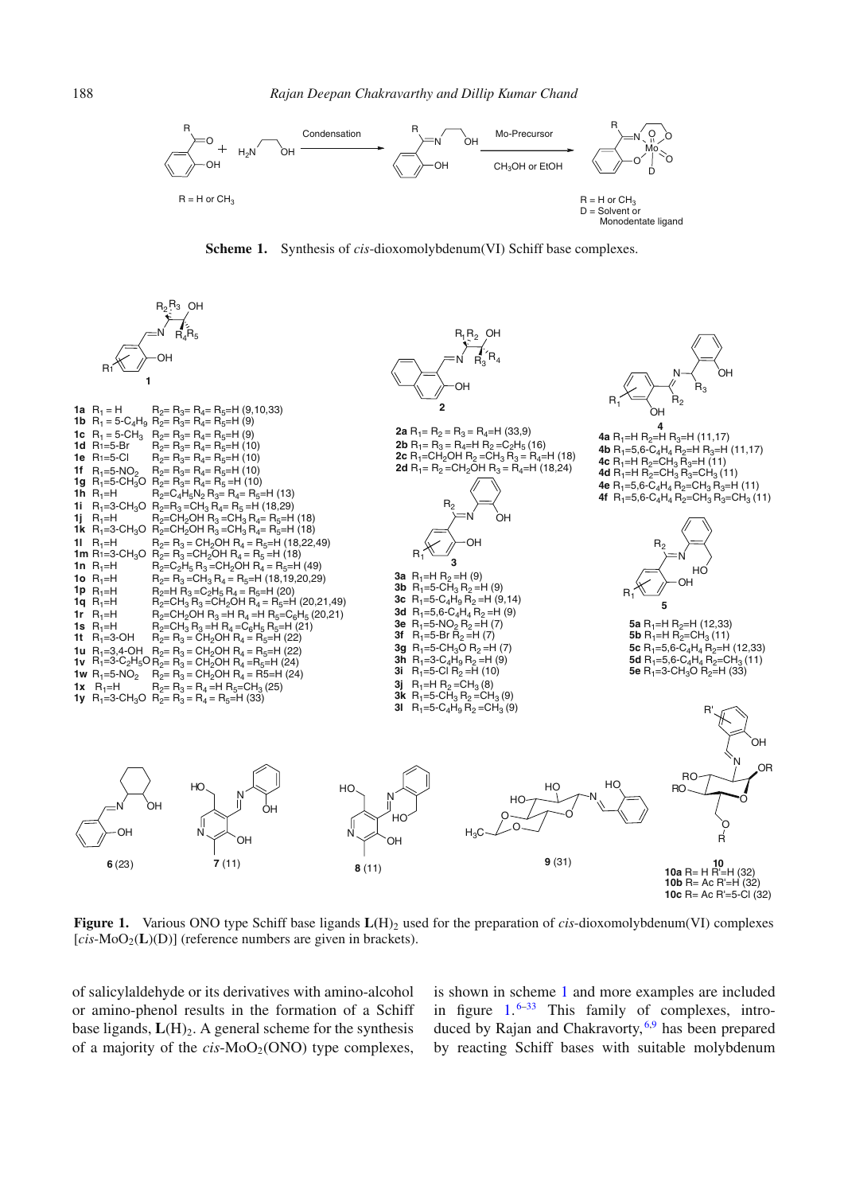**Scheme 1.** Synthesis of *cis*-dioxomolybdenum(VI) Schiff base complexes.

**Figure 1.** Various ONO type Schiff base ligands $\mathbf{L}(H)_2$ used for the preparation of *cis*-dioxomolybdenum(VI) complexes [*cis*-$MoO_2$($\mathbf{L}$)(D)] (reference numbers are given in brackets).

of salicylaldehyde or its derivatives with amino-alcohol or amino-phenol results in the formation of a Schiff base ligands, $\mathbf{L}(H)_2$. A general scheme for the synthesis of a majority of the *cis*-$MoO_2$(ONO) type complexes, is shown in scheme 1 and more examples are included in figure 1.[6–33] This family of complexes, introduced by Rajan and Chakravorty,[6,9] has been prepared by reacting Schiff bases with suitable molybdenum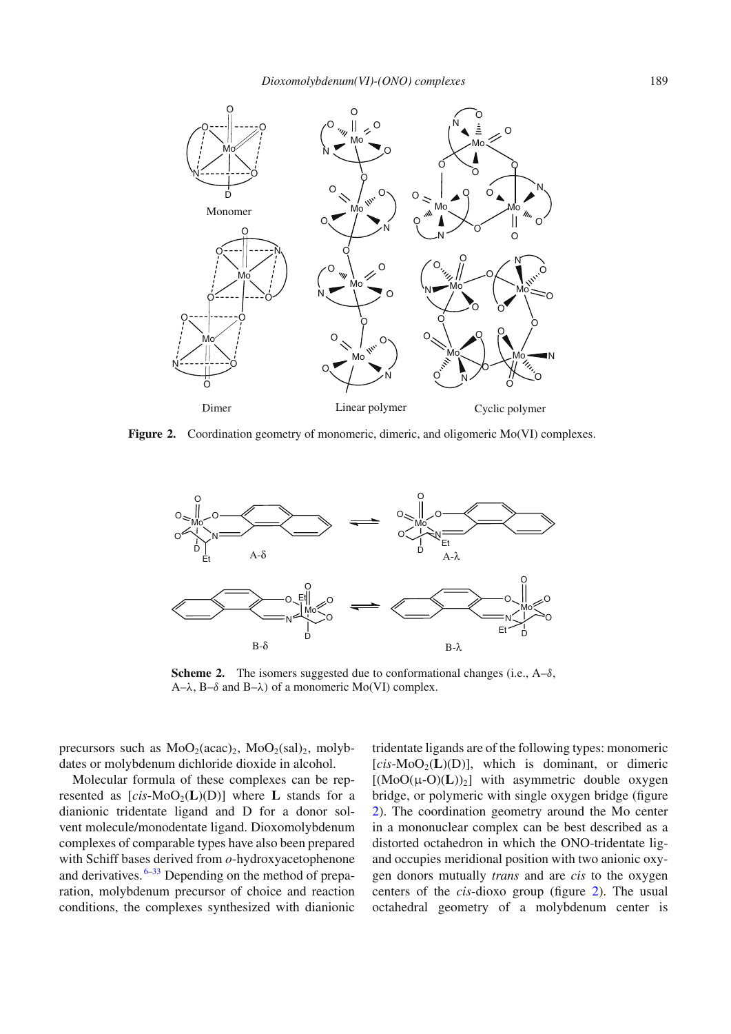**Figure 2.** Coordination geometry of monomeric, dimeric, and oligomeric Mo(VI) complexes.

**Scheme 2.** The isomers suggested due to conformational changes (i.e., A–$\delta$, A–$\lambda$, B–$\delta$ and B–$\lambda$) of a monomeric Mo(VI) complex.

precursors such as $MoO_2(acac)_2$, $MoO_2(sal)_2$, molybdates or molybdenum dichloride dioxide in alcohol.

Molecular formula of these complexes can be represented as [*cis*-$MoO_2$(**L**)(D)] where **L** stands for a dianionic tridentate ligand and D for a donor solvent molecule/monodentate ligand. Dioxomolybdenum complexes of comparable types have also been prepared with Schiff bases derived from *o*-hydroxyacetophenone and derivatives.[6–33] Depending on the method of preparation, molybdenum precursor of choice and reaction conditions, the complexes synthesized with dianionic tridentate ligands are of the following types: monomeric [*cis*-$MoO_2$(**L**)(D)], which is dominant, or dimeric [(MoO($\mu$-O)(**L**))$_2$] with asymmetric double oxygen bridge, or polymeric with single oxygen bridge (figure 2). The coordination geometry around the Mo center in a mononuclear complex can be best described as a distorted octahedron in which the ONO-tridentate ligand occupies meridional position with two anionic oxygen donors mutually *trans* and are *cis* to the oxygen centers of the *cis*-dioxo group (figure 2). The usual octahedral geometry of a molybdenum center is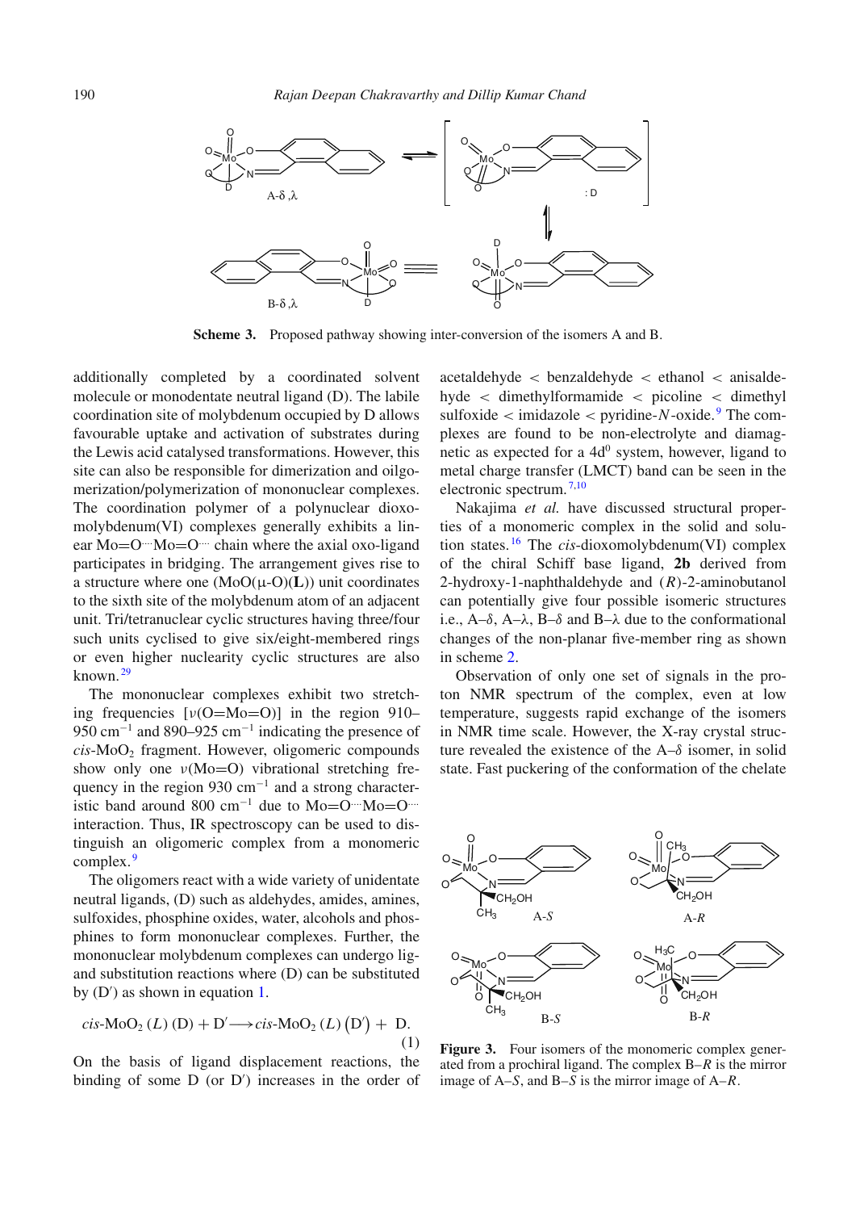**Scheme 3.** Proposed pathway showing inter-conversion of the isomers A and B.

additionally completed by a coordinated solvent molecule or monodentate neutral ligand (D). The labile coordination site of molybdenum occupied by D allows favourable uptake and activation of substrates during the Lewis acid catalysed transformations. However, this site can also be responsible for dimerization and oilgomerization/polymerization of mononuclear complexes. The coordination polymer of a polynuclear dioxomolybdenum(VI) complexes generally exhibits a linear Mo=O···Mo=O··· chain where the axial oxo-ligand participates in bridging. The arrangement gives rise to a structure where one (MoO(μ-O)(**L**)) unit coordinates to the sixth site of the molybdenum atom of an adjacent unit. Tri/tetranuclear cyclic structures having three/four such units cyclised to give six/eight-membered rings or even higher nuclearity cyclic structures are also known.[29]

The mononuclear complexes exhibit two stretching frequencies [$\nu$(O=Mo=O)] in the region 910–950 $cm^{-1}$ and 890–925 $cm^{-1}$ indicating the presence of *cis*-$MoO_2$ fragment. However, oligomeric compounds show only one $\nu$(Mo=O) vibrational stretching frequency in the region 930 $cm^{-1}$ and a strong characteristic band around 800 $cm^{-1}$ due to Mo=O···Mo=O··· interaction. Thus, IR spectroscopy can be used to distinguish an oligomeric complex from a monomeric complex.[9]

The oligomers react with a wide variety of unidentate neutral ligands, (D) such as aldehydes, amides, amines, sulfoxides, phosphine oxides, water, alcohols and phosphines to form mononuclear complexes. Further, the mononuclear molybdenum complexes can undergo ligand substitution reactions where (D) can be substituted by (D′) as shown in equation 1.

$$cis\text{-MoO}_2\,(L)\,(\text{D}) + \text{D}' \longrightarrow cis\text{-MoO}_2\,(L)\,(\text{D}') + \text{D}. \quad (1)$$

On the basis of ligand displacement reactions, the binding of some D (or D′) increases in the order of acetaldehyde < benzaldehyde < ethanol < anisaldehyde < dimethylformamide < picoline < dimethyl sulfoxide < imidazole < pyridine-*N*-oxide.[9] The complexes are found to be non-electrolyte and diamagnetic as expected for a $4d^0$ system, however, ligand to metal charge transfer (LMCT) band can be seen in the electronic spectrum.[7,10]

Nakajima *et al.* have discussed structural properties of a monomeric complex in the solid and solution states.[16] The *cis*-dioxomolybdenum(VI) complex of the chiral Schiff base ligand, **2b** derived from 2-hydroxy-1-naphthaldehyde and (*R*)-2-aminobutanol can potentially give four possible isomeric structures i.e., A–$\delta$, A–$\lambda$, B–$\delta$ and B–$\lambda$ due to the conformational changes of the non-planar five-member ring as shown in scheme 2.

Observation of only one set of signals in the proton NMR spectrum of the complex, even at low temperature, suggests rapid exchange of the isomers in NMR time scale. However, the X-ray crystal structure revealed the existence of the A–$\delta$ isomer, in solid state. Fast puckering of the conformation of the chelate

**Figure 3.** Four isomers of the monomeric complex generated from a prochiral ligand. The complex B–*R* is the mirror image of A–*S*, and B–*S* is the mirror image of A–*R*.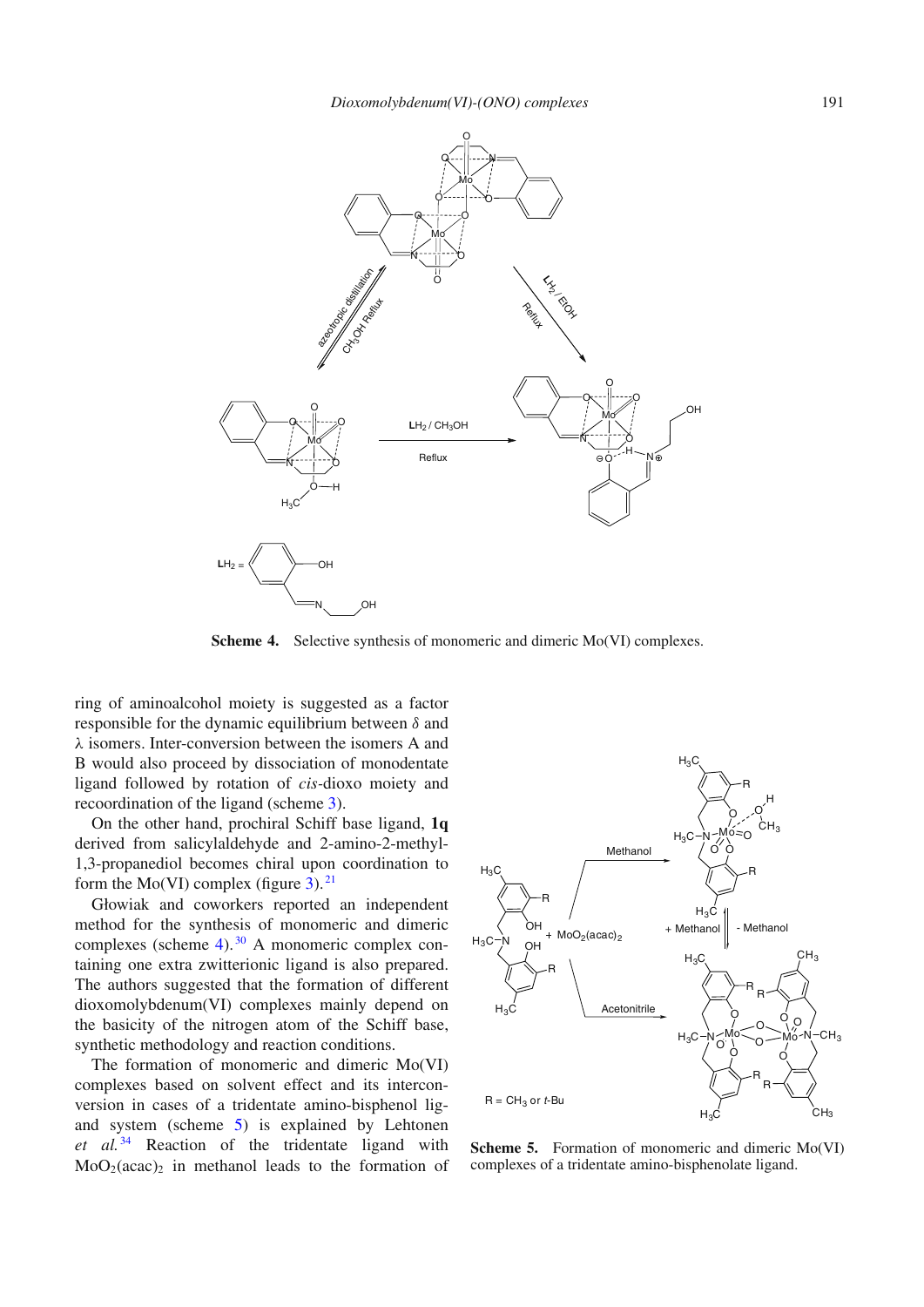**Scheme 4.** Selective synthesis of monomeric and dimeric Mo(VI) complexes.

ring of aminoalcohol moiety is suggested as a factor responsible for the dynamic equilibrium between $\delta$ and $\lambda$ isomers. Inter-conversion between the isomers A and B would also proceed by dissociation of monodentate ligand followed by rotation of *cis*-dioxo moiety and recoordination of the ligand (scheme 3).

On the other hand, prochiral Schiff base ligand, **1q** derived from salicylaldehyde and 2-amino-2-methyl-1,3-propanediol becomes chiral upon coordination to form the Mo(VI) complex (figure 3).[21]

Głowiak and coworkers reported an independent method for the synthesis of monomeric and dimeric complexes (scheme 4).[30] A monomeric complex containing one extra zwitterionic ligand is also prepared. The authors suggested that the formation of different dioxomolybdenum(VI) complexes mainly depend on the basicity of the nitrogen atom of the Schiff base, synthetic methodology and reaction conditions.

The formation of monomeric and dimeric Mo(VI) complexes based on solvent effect and its interconversion in cases of a tridentate amino-bisphenol ligand system (scheme 5) is explained by Lehtonen *et al.*[34] Reaction of the tridentate ligand with $MoO_2(acac)_2$ in methanol leads to the formation of

**Scheme 5.** Formation of monomeric and dimeric Mo(VI) complexes of a tridentate amino-bisphenolate ligand.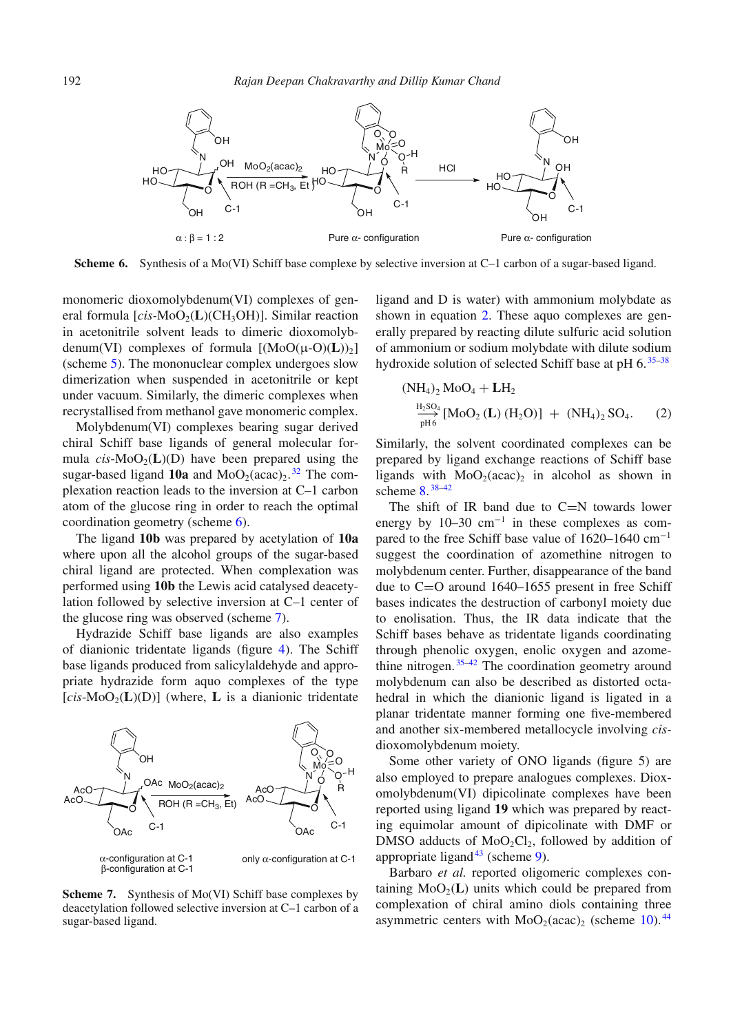Scheme 6. Synthesis of a Mo(VI) Schiff base complexe by selective inversion at C–1 carbon of a sugar-based ligand.

monomeric dioxomolybdenum(VI) complexes of general formula [*cis*-$MoO_2$(**L**)($CH_3OH$)]. Similar reaction in acetonitrile solvent leads to dimeric dioxomolybdenum(VI) complexes of formula [(MoO(μ-O)(**L**))$_2$] (scheme 5). The mononuclear complex undergoes slow dimerization when suspended in acetonitrile or kept under vacuum. Similarly, the dimeric complexes when recrystallised from methanol gave monomeric complex.

Molybdenum(VI) complexes bearing sugar derived chiral Schiff base ligands of general molecular formula *cis*-$MoO_2$(**L**)(D) have been prepared using the sugar-based ligand **10a** and $MoO_2(acac)_2$.[32] The complexation reaction leads to the inversion at C–1 carbon atom of the glucose ring in order to reach the optimal coordination geometry (scheme 6).

The ligand **10b** was prepared by acetylation of **10a** where upon all the alcohol groups of the sugar-based chiral ligand are protected. When complexation was performed using **10b** the Lewis acid catalysed deacetylation followed by selective inversion at C–1 center of the glucose ring was observed (scheme 7).

Hydrazide Schiff base ligands are also examples of dianionic tridentate ligands (figure 4). The Schiff base ligands produced from salicylaldehyde and appropriate hydrazide form aquo complexes of the type [*cis*-$MoO_2$(**L**)(D)] (where, **L** is a dianionic tridentate ligand and D is water) with ammonium molybdate as shown in equation 2. These aquo complexes are generally prepared by reacting dilute sulfuric acid solution of ammonium or sodium molybdate with dilute sodium hydroxide solution of selected Schiff base at pH 6.[35–38]

$$(NH_4)_2\,MoO_4 + \mathbf{L}H_2 \xrightarrow[\text{pH 6}]{H_2SO_4} [MoO_2\,(\mathbf{L})\,(H_2O)] + (NH_4)_2\,SO_4. \quad (2)$$

Similarly, the solvent coordinated complexes can be prepared by ligand exchange reactions of Schiff base ligands with $MoO_2(acac)_2$ in alcohol as shown in scheme 8.[38–42]

The shift of IR band due to C=N towards lower energy by 10–30 $cm^{-1}$ in these complexes as compared to the free Schiff base value of 1620–1640 $cm^{-1}$ suggest the coordination of azomethine nitrogen to molybdenum center. Further, disappearance of the band due to C=O around 1640–1655 present in free Schiff bases indicates the destruction of carbonyl moiety due to enolisation. Thus, the IR data indicate that the Schiff bases behave as tridentate ligands coordinating through phenolic oxygen, enolic oxygen and azomethine nitrogen.[35–42] The coordination geometry around molybdenum can also be described as distorted octahedral in which the dianionic ligand is ligated in a planar tridentate manner forming one five-membered and another six-membered metallocycle involving *cis*-dioxomolybdenum moiety.

Some other variety of ONO ligands (figure 5) are also employed to prepare analogues complexes. Dioxomolybdenum(VI) dipicolinate complexes have been reported using ligand **19** which was prepared by reacting equimolar amount of dipicolinate with DMF or DMSO adducts of $MoO_2Cl_2$, followed by addition of appropriate ligand[43] (scheme 9).

Barbaro *et al.* reported oligomeric complexes containing $MoO_2$(**L**) units which could be prepared from complexation of chiral amino diols containing three asymmetric centers with $MoO_2(acac)_2$ (scheme 10).[44]

Scheme 7. Synthesis of Mo(VI) Schiff base complexes by deacetylation followed selective inversion at C–1 carbon of a sugar-based ligand.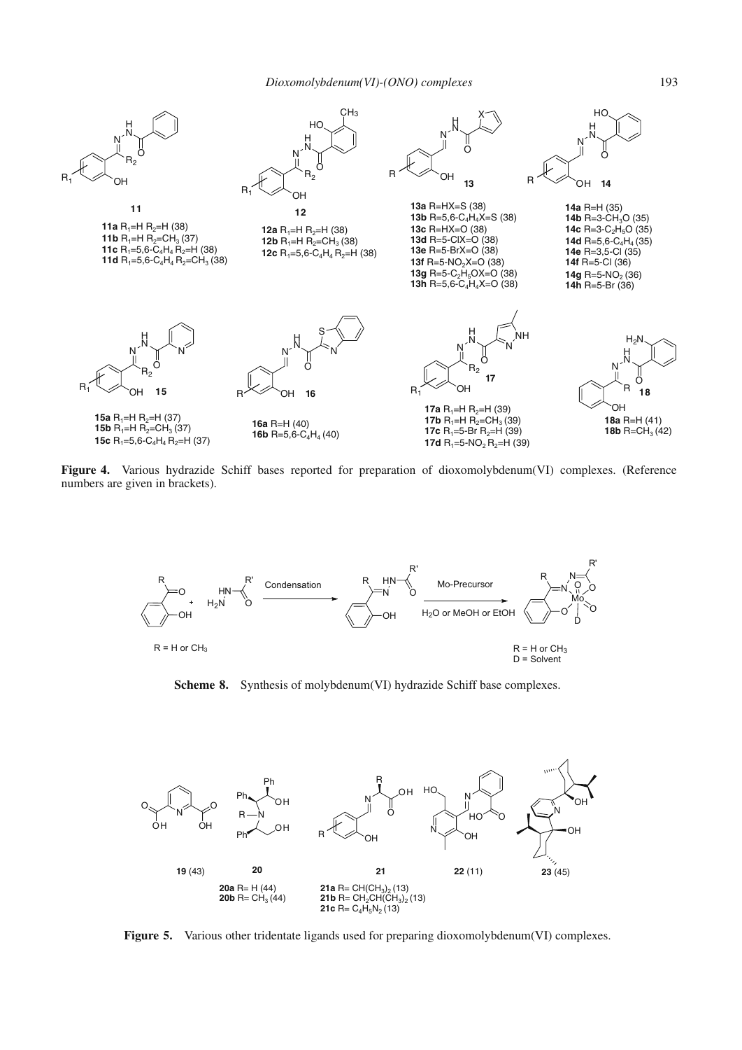**11**

**11a** $R_1$=H $R_2$=H (38)
**11b** $R_1$=H $R_2$=$CH_3$ (37)
**11c** $R_1$=5,6-$C_4H_4$ $R_2$=H (38)
**11d** $R_1$=5,6-$C_4H_4$ $R_2$=$CH_3$ (38)

**12**

**12a** $R_1$=H $R_2$=H (38)
**12b** $R_1$=H $R_2$=$CH_3$ (38)
**12c** $R_1$=5,6-$C_4H_4$ $R_2$=H (38)

**13**

**13a** R=HX=S (38)
**13b** R=5,6-$C_4H_4$X=S (38)
**13c** R=HX=O (38)
**13d** R=5-ClX=O (38)
**13e** R=5-BrX=O (38)
**13f** R=5-$NO_2$X=O (38)
**13g** R=5-$C_2H_5$OX=O (38)
**13h** R=5,6-$C_4H_4$X=O (38)

**14**

**14a** R=H (35)
**14b** R=3-$CH_3$O (35)
**14c** R=3-$C_2H_5$O (35)
**14d** R=5,6-$C_4H_4$ (35)
**14e** R=3,5-Cl (35)
**14f** R=5-Cl (36)
**14g** R=5-$NO_2$ (36)
**14h** R=5-Br (36)

**15**

**15a** $R_1$=H $R_2$=H (37)
**15b** $R_1$=H $R_2$=$CH_3$ (37)
**15c** $R_1$=5,6-$C_4H_4$ $R_2$=H (37)

**16**

**16a** R=H (40)
**16b** R=5,6-$C_4H_4$ (40)

**17**

**17a** $R_1$=H $R_2$=H (39)
**17b** $R_1$=H $R_2$=$CH_3$ (39)
**17c** $R_1$=5-Br $R_2$=H (39)
**17d** $R_1$=5-$NO_2$ $R_2$=H (39)

**18**

**18a** R=H (41)
**18b** R=$CH_3$ (42)

**Figure 4.** Various hydrazide Schiff bases reported for preparation of dioxomolybdenum(VI) complexes. (Reference numbers are given in brackets).

R = H or $CH_3$ — Condensation — Mo-Precursor — $H_2O$ or MeOH or EtOH — R = H or $CH_3$, D = Solvent

**Scheme 8.** Synthesis of molybdenum(VI) hydrazide Schiff base complexes.

**19** (43)

**20**

**20a** R= H (44)
**20b** R= $CH_3$ (44)

**21**

**21a** R= $CH(CH_3)_2$ (13)
**21b** R= $CH_2CH(CH_3)_2$ (13)
**21c** R= $C_4H_5N_2$ (13)

**22** (11)

**23** (45)

**Figure 5.** Various other tridentate ligands used for preparing dioxomolybdenum(VI) complexes.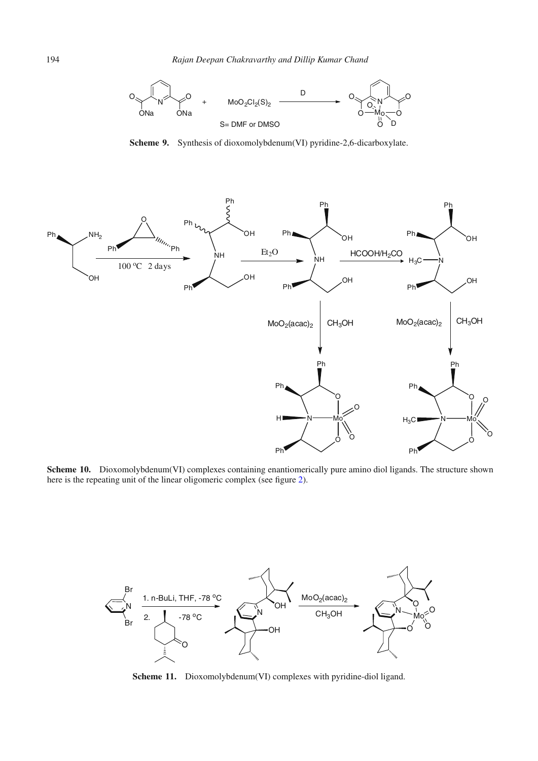**Scheme 9.** Synthesis of dioxomolybdenum(VI) pyridine-2,6-dicarboxylate.

**Scheme 10.** Dioxomolybdenum(VI) complexes containing enantiomerically pure amino diol ligands. The structure shown here is the repeating unit of the linear oligomeric complex (see figure 2).

**Scheme 11.** Dioxomolybdenum(VI) complexes with pyridine-diol ligand.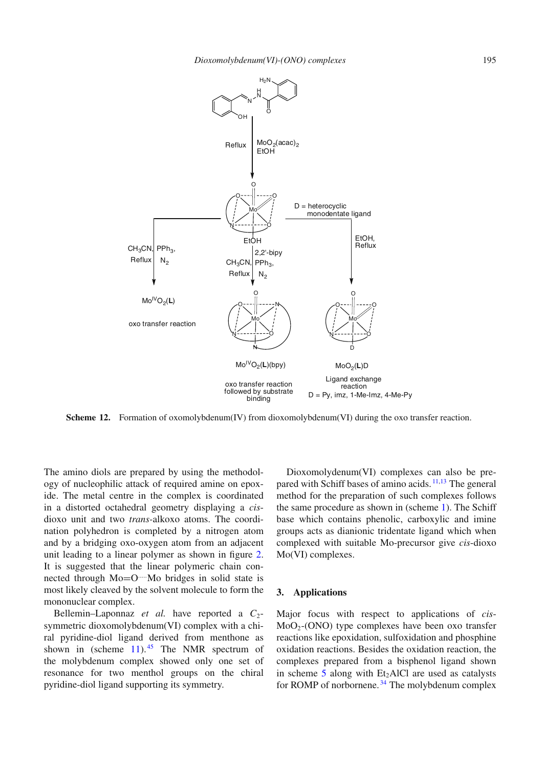**Scheme 12.** Formation of oxomolybdenum(IV) from dioxomolybdenum(VI) during the oxo transfer reaction.

The amino diols are prepared by using the methodology of nucleophilic attack of required amine on epoxide. The metal centre in the complex is coordinated in a distorted octahedral geometry displaying a *cis*-dioxo unit and two *trans*-alkoxo atoms. The coordination polyhedron is completed by a nitrogen atom and by a bridging oxo-oxygen atom from an adjacent unit leading to a linear polymer as shown in figure 2. It is suggested that the linear polymeric chain connected through Mo=O····Mo bridges in solid state is most likely cleaved by the solvent molecule to form the mononuclear complex.

Bellemin–Laponnaz *et al.* have reported a $C_2$-symmetric dioxomolybdenum(VI) complex with a chiral pyridine-diol ligand derived from menthone as shown in (scheme 11).[45] The NMR spectrum of the molybdenum complex showed only one set of resonance for two menthol groups on the chiral pyridine-diol ligand supporting its symmetry.

Dioxomolydenum(VI) complexes can also be prepared with Schiff bases of amino acids.[11,13] The general method for the preparation of such complexes follows the same procedure as shown in (scheme 1). The Schiff base which contains phenolic, carboxylic and imine groups acts as dianionic tridentate ligand which when complexed with suitable Mo-precursor give *cis*-dioxo Mo(VI) complexes.

## 3. Applications

Major focus with respect to applications of *cis*-$MoO_2$-(ONO) type complexes have been oxo transfer reactions like epoxidation, sulfoxidation and phosphine oxidation reactions. Besides the oxidation reaction, the complexes prepared from a bisphenol ligand shown in scheme 5 along with $Et_2AlCl$ are used as catalysts for ROMP of norbornene.[34] The molybdenum complex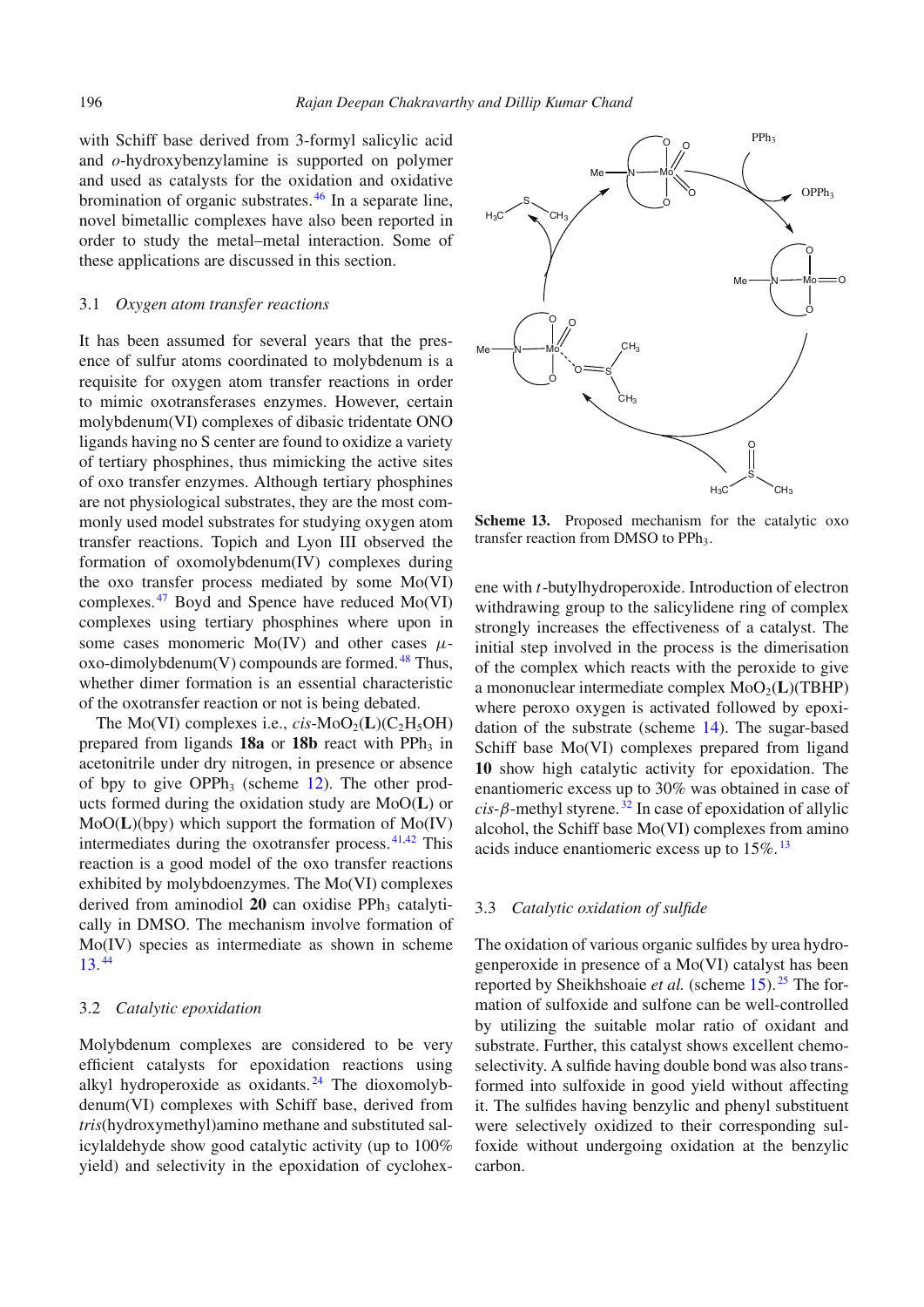with Schiff base derived from 3-formyl salicylic acid and *o*-hydroxybenzylamine is supported on polymer and used as catalysts for the oxidation and oxidative bromination of organic substrates.[46] In a separate line, novel bimetallic complexes have also been reported in order to study the metal–metal interaction. Some of these applications are discussed in this section.

### 3.1 *Oxygen atom transfer reactions*

It has been assumed for several years that the presence of sulfur atoms coordinated to molybdenum is a requisite for oxygen atom transfer reactions in order to mimic oxotransferases enzymes. However, certain molybdenum(VI) complexes of dibasic tridentate ONO ligands having no S center are found to oxidize a variety of tertiary phosphines, thus mimicking the active sites of oxo transfer enzymes. Although tertiary phosphines are not physiological substrates, they are the most commonly used model substrates for studying oxygen atom transfer reactions. Topich and Lyon III observed the formation of oxomolybdenum(IV) complexes during the oxo transfer process mediated by some Mo(VI) complexes.[47] Boyd and Spence have reduced Mo(VI) complexes using tertiary phosphines where upon in some cases monomeric Mo(IV) and other cases $\mu$-oxo-dimolybdenum(V) compounds are formed.[48] Thus, whether dimer formation is an essential characteristic of the oxotransfer reaction or not is being debated.

The Mo(VI) complexes i.e., *cis*-$MoO_2$(**L**)($C_2H_5OH$) prepared from ligands **18a** or **18b** react with $PPh_3$ in acetonitrile under dry nitrogen, in presence or absence of bpy to give $OPPh_3$ (scheme 12). The other products formed during the oxidation study are MoO(**L**) or MoO(**L**)(bpy) which support the formation of Mo(IV) intermediates during the oxotransfer process.[41,42] This reaction is a good model of the oxo transfer reactions exhibited by molybdoenzymes. The Mo(VI) complexes derived from aminodiol **20** can oxidise $PPh_3$ catalytically in DMSO. The mechanism involve formation of Mo(IV) species as intermediate as shown in scheme 13.[44]

**Scheme 13.** Proposed mechanism for the catalytic oxo transfer reaction from DMSO to $PPh_3$.

### 3.2 *Catalytic epoxidation*

Molybdenum complexes are considered to be very efficient catalysts for epoxidation reactions using alkyl hydroperoxide as oxidants.[24] The dioxomolybdenum(VI) complexes with Schiff base, derived from *tris*(hydroxymethyl)amino methane and substituted salicylaldehyde show good catalytic activity (up to 100% yield) and selectivity in the epoxidation of cyclohexene with *t*-butylhydroperoxide. Introduction of electron withdrawing group to the salicylidene ring of complex strongly increases the effectiveness of a catalyst. The initial step involved in the process is the dimerisation of the complex which reacts with the peroxide to give a mononuclear intermediate complex $MoO_2$(**L**)(TBHP) where peroxo oxygen is activated followed by epoxidation of the substrate (scheme 14). The sugar-based Schiff base Mo(VI) complexes prepared from ligand **10** show high catalytic activity for epoxidation. The enantiomeric excess up to 30% was obtained in case of *cis*-$\beta$-methyl styrene.[32] In case of epoxidation of allylic alcohol, the Schiff base Mo(VI) complexes from amino acids induce enantiomeric excess up to 15%.[13]

### 3.3 *Catalytic oxidation of sulfide*

The oxidation of various organic sulfides by urea hydrogenperoxide in presence of a Mo(VI) catalyst has been reported by Sheikhshoaie *et al.* (scheme 15).[25] The formation of sulfoxide and sulfone can be well-controlled by utilizing the suitable molar ratio of oxidant and substrate. Further, this catalyst shows excellent chemoselectivity. A sulfide having double bond was also transformed into sulfoxide in good yield without affecting it. The sulfides having benzylic and phenyl substituent were selectively oxidized to their corresponding sulfoxide without undergoing oxidation at the benzylic carbon.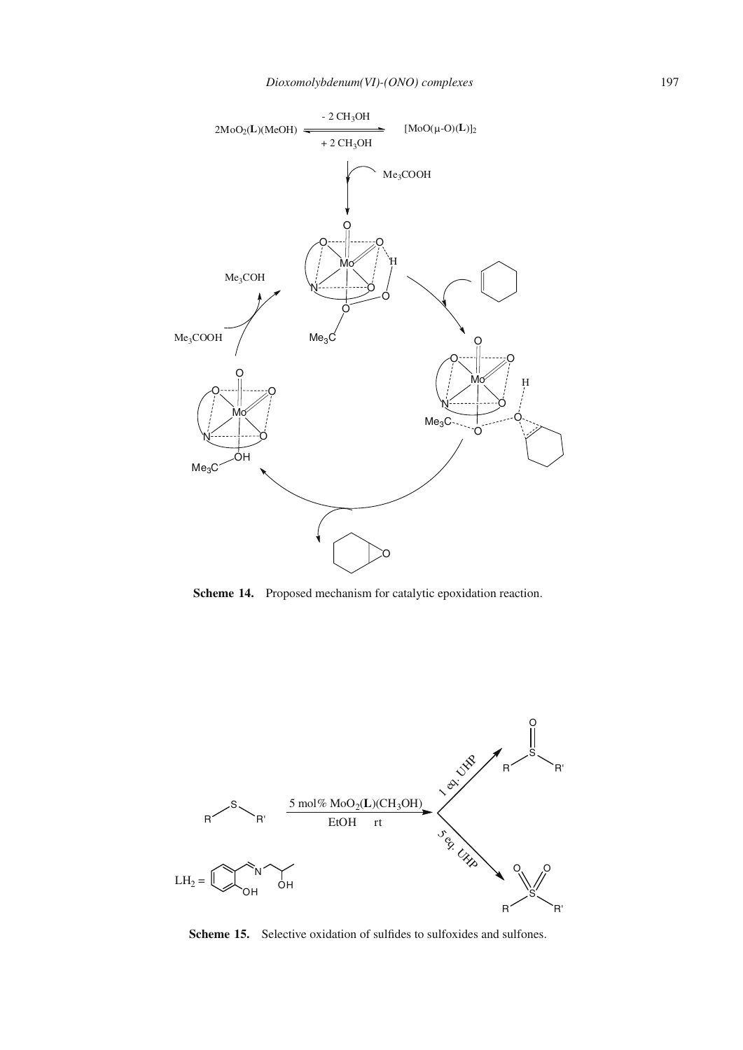Scheme 14. Proposed mechanism for catalytic epoxidation reaction.

Scheme 15. Selective oxidation of sulfides to sulfoxides and sulfones.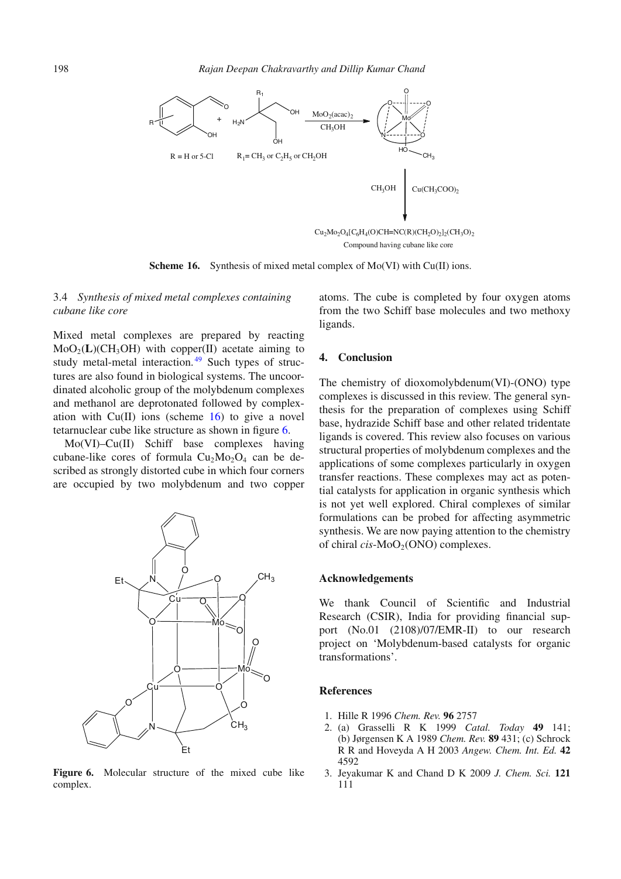**Scheme 16.** Synthesis of mixed metal complex of Mo(VI) with Cu(II) ions.

### 3.4 *Synthesis of mixed metal complexes containing cubane like core*

Mixed metal complexes are prepared by reacting $MoO_2$(**L**)($CH_3OH$) with copper(II) acetate aiming to study metal-metal interaction.[49] Such types of structures are also found in biological systems. The uncoordinated alcoholic group of the molybdenum complexes and methanol are deprotonated followed by complexation with Cu(II) ions (scheme 16) to give a novel tetarnuclear cube like structure as shown in figure 6.

Mo(VI)–Cu(II) Schiff base complexes having cubane-like cores of formula $Cu_2Mo_2O_4$ can be described as strongly distorted cube in which four corners are occupied by two molybdenum and two copper atoms. The cube is completed by four oxygen atoms from the two Schiff base molecules and two methoxy ligands.

**Figure 6.** Molecular structure of the mixed cube like complex.

## 4. Conclusion

The chemistry of dioxomolybdenum(VI)-(ONO) type complexes is discussed in this review. The general synthesis for the preparation of complexes using Schiff base, hydrazide Schiff base and other related tridentate ligands is covered. This review also focuses on various structural properties of molybdenum complexes and the applications of some complexes particularly in oxygen transfer reactions. These complexes may act as potential catalysts for application in organic synthesis which is not yet well explored. Chiral complexes of similar formulations can be probed for affecting asymmetric synthesis. We are now paying attention to the chemistry of chiral *cis*-$MoO_2$(ONO) complexes.

## Acknowledgements

We thank Council of Scientific and Industrial Research (CSIR), India for providing financial support (No.01 (2108)/07/EMR-II) to our research project on 'Molybdenum-based catalysts for organic transformations'.

## References

1. Hille R 1996 *Chem. Rev.* **96** 2757
2. (a) Grasselli R K 1999 *Catal. Today* **49** 141; (b) Jørgensen K A 1989 *Chem. Rev.* **89** 431; (c) Schrock R R and Hoveyda A H 2003 *Angew. Chem. Int. Ed.* **42** 4592
3. Jeyakumar K and Chand D K 2009 *J. Chem. Sci.* **121** 111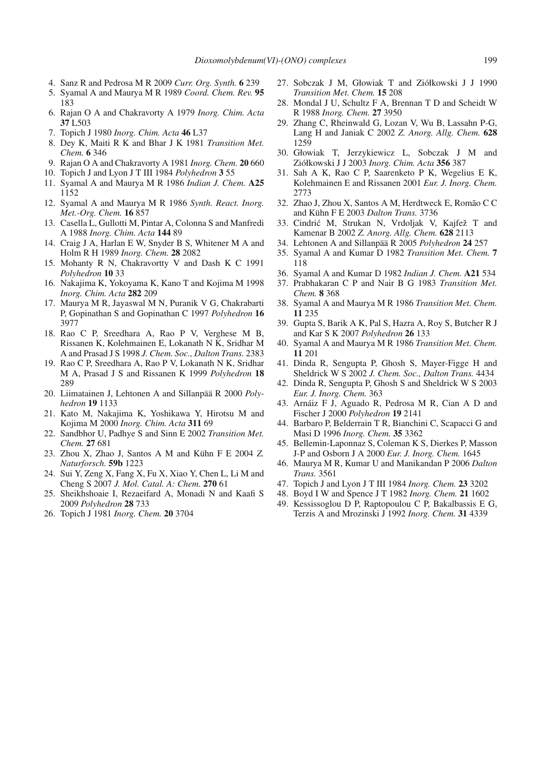4. Sanz R and Pedrosa M R 2009 *Curr. Org. Synth.* **6** 239
5. Syamal A and Maurya M R 1989 *Coord. Chem. Rev.* **95** 183
6. Rajan O A and Chakravorty A 1979 *Inorg. Chim. Acta* **37** L503
7. Topich J 1980 *Inorg. Chim. Acta* **46** L37
8. Dey K, Maiti R K and Bhar J K 1981 *Transition Met. Chem.* **6** 346
9. Rajan O A and Chakravorty A 1981 *Inorg. Chem.* **20** 660
10. Topich J and Lyon J T III 1984 *Polyhedron* **3** 55
11. Syamal A and Maurya M R 1986 *Indian J. Chem.* **A25** 1152
12. Syamal A and Maurya M R 1986 *Synth. React. Inorg. Met.-Org. Chem.* **16** 857
13. Casella L, Gullotti M, Pintar A, Colonna S and Manfredi A 1988 *Inorg. Chim. Acta* **144** 89
14. Craig J A, Harlan E W, Snyder B S, Whitener M A and Holm R H 1989 *Inorg. Chem.* **28** 2082
15. Mohanty R N, Chakravortty V and Dash K C 1991 *Polyhedron* **10** 33
16. Nakajima K, Yokoyama K, Kano T and Kojima M 1998 *Inorg. Chim. Acta* **282** 209
17. Maurya M R, Jayaswal M N, Puranik V G, Chakrabarti P, Gopinathan S and Gopinathan C 1997 *Polyhedron* **16** 3977
18. Rao C P, Sreedhara A, Rao P V, Verghese M B, Rissanen K, Kolehmainen E, Lokanath N K, Sridhar M A and Prasad J S 1998 *J. Chem. Soc., Dalton Trans.* 2383
19. Rao C P, Sreedhara A, Rao P V, Lokanath N K, Sridhar M A, Prasad J S and Rissanen K 1999 *Polyhedron* **18** 289
20. Liimatainen J, Lehtonen A and Sillanpää R 2000 *Polyhedron* **19** 1133
21. Kato M, Nakajima K, Yoshikawa Y, Hirotsu M and Kojima M 2000 *Inorg. Chim. Acta* **311** 69
22. Sandbhor U, Padhye S and Sinn E 2002 *Transition Met. Chem.* **27** 681
23. Zhou X, Zhao J, Santos A M and Kühn F E 2004 *Z. Naturforsch.* **59b** 1223
24. Sui Y, Zeng X, Fang X, Fu X, Xiao Y, Chen L, Li M and Cheng S 2007 *J. Mol. Catal. A: Chem.* **270** 61
25. Sheikhshoaie I, Rezaeifard A, Monadi N and Kaafi S 2009 *Polyhedron* **28** 733
26. Topich J 1981 *Inorg. Chem.* **20** 3704
27. Sobczak J M, Głowiak T and Ziółkowski J J 1990 *Transition Met. Chem.* **15** 208
28. Mondal J U, Schultz F A, Brennan T D and Scheidt W R 1988 *Inorg. Chem.* **27** 3950
29. Zhang C, Rheinwald G, Lozan V, Wu B, Lassahn P-G, Lang H and Janiak C 2002 *Z. Anorg. Allg. Chem.* **628** 1259
30. Głowiak T, Jerzykiewicz L, Sobczak J M and Ziółkowski J J 2003 *Inorg. Chim. Acta* **356** 387
31. Sah A K, Rao C P, Saarenketo P K, Wegelius E K, Kolehmainen E and Rissanen 2001 *Eur. J. Inorg. Chem.* 2773
32. Zhao J, Zhou X, Santos A M, Herdtweck E, Romão C C and Kühn F E 2003 *Dalton Trans.* 3736
33. Cindrić M, Strukan N, Vrdoljak V, Kajfež T and Kamenar B 2002 *Z. Anorg. Allg. Chem.* **628** 2113
34. Lehtonen A and Sillanpää R 2005 *Polyhedron* **24** 257
35. Syamal A and Kumar D 1982 *Transition Met. Chem.* **7** 118
36. Syamal A and Kumar D 1982 *Indian J. Chem.* **A21** 534
37. Prabhakaran C P and Nair B G 1983 *Transition Met. Chem.* **8** 368
38. Syamal A and Maurya M R 1986 *Transition Met. Chem.* **11** 235
39. Gupta S, Barik A K, Pal S, Hazra A, Roy S, Butcher R J and Kar S K 2007 *Polyhedron* **26** 133
40. Syamal A and Maurya M R 1986 *Transition Met. Chem.* **11** 201
41. Dinda R, Sengupta P, Ghosh S, Mayer-Figge H and Sheldrick W S 2002 *J. Chem. Soc., Dalton Trans.* 4434
42. Dinda R, Sengupta P, Ghosh S and Sheldrick W S 2003 *Eur. J. Inorg. Chem.* 363
43. Arnáiz F J, Aguado R, Pedrosa M R, Cian A D and Fischer J 2000 *Polyhedron* **19** 2141
44. Barbaro P, Belderrain T R, Bianchini C, Scapacci G and Masi D 1996 *Inorg. Chem.* **35** 3362
45. Bellemin-Laponnaz S, Coleman K S, Dierkes P, Masson J-P and Osborn J A 2000 *Eur. J. Inorg. Chem.* 1645
46. Maurya M R, Kumar U and Manikandan P 2006 *Dalton Trans.* 3561
47. Topich J and Lyon J T III 1984 *Inorg. Chem.* **23** 3202
48. Boyd I W and Spence J T 1982 *Inorg. Chem.* **21** 1602
49. Kessissoglou D P, Raptopoulou C P, Bakalbassis E G, Terzis A and Mrozinski J 1992 *Inorg. Chem.* **31** 4339